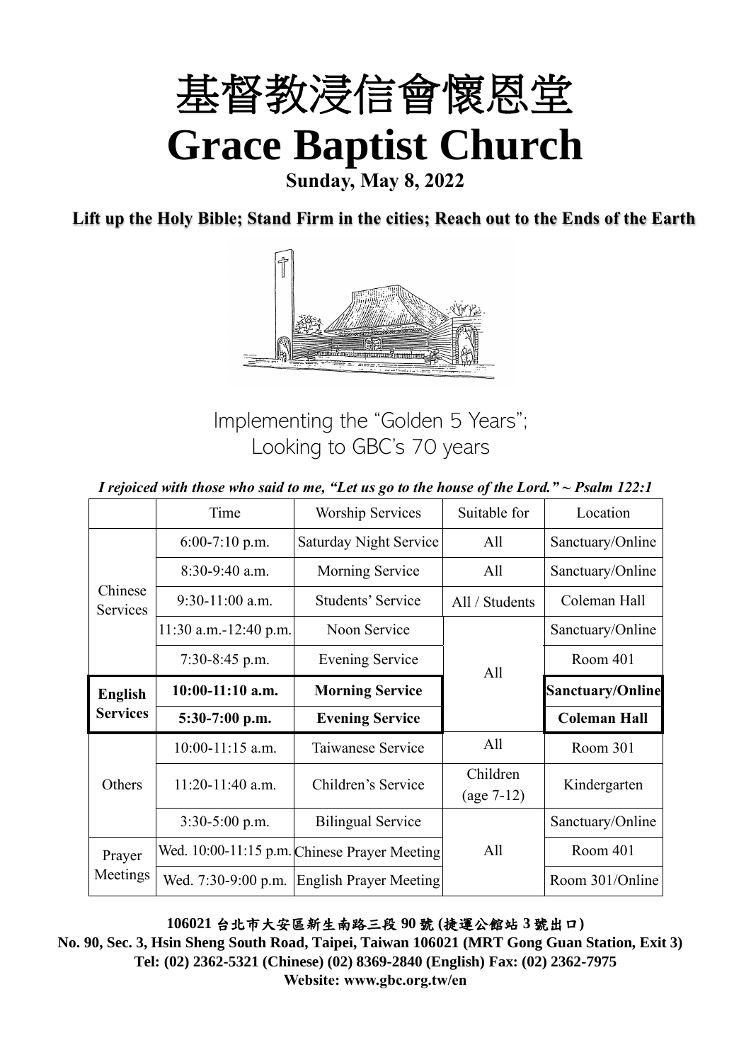# 基督教浸信會懷恩堂

# Grace Baptist Church

**Sunday, May 8, 2022**

**Lift up the Holy Bible; Stand Firm in the cities; Reach out to the Ends of the Earth**

Implementing the "Golden 5 Years";
Looking to GBC's 70 years

*I rejoiced with those who said to me, "Let us go to the house of the Lord." ~ Psalm 122:1*

| | Time | Worship Services | Suitable for | Location |
|---|---|---|---|---|
| Chinese Services | 6:00-7:10 p.m. | Saturday Night Service | All | Sanctuary/Online |
| | 8:30-9:40 a.m. | Morning Service | All | Sanctuary/Online |
| | 9:30-11:00 a.m. | Students' Service | All / Students | Coleman Hall |
| | 11:30 a.m.-12:40 p.m. | Noon Service | All | Sanctuary/Online |
| | 7:30-8:45 p.m. | Evening Service | | Room 401 |
| **English Services** | **10:00-11:10 a.m.** | **Morning Service** | | **Sanctuary/Online** |
| | **5:30-7:00 p.m.** | **Evening Service** | | **Coleman Hall** |
| Others | 10:00-11:15 a.m. | Taiwanese Service | All | Room 301 |
| | 11:20-11:40 a.m. | Children's Service | Children (age 7-12) | Kindergarten |
| | 3:30-5:00 p.m. | Bilingual Service | All | Sanctuary/Online |
| Prayer Meetings | Wed. 10:00-11:15 p.m. | Chinese Prayer Meeting | | Room 401 |
| | Wed. 7:30-9:00 p.m. | English Prayer Meeting | | Room 301/Online |

**106021 台北市大安區新生南路三段 90 號 (捷運公館站 3 號出口)**
**No. 90, Sec. 3, Hsin Sheng South Road, Taipei, Taiwan 106021 (MRT Gong Guan Station, Exit 3)**
**Tel: (02) 2362-5321 (Chinese) (02) 8369-2840 (English) Fax: (02) 2362-7975**
**Website: www.gbc.org.tw/en**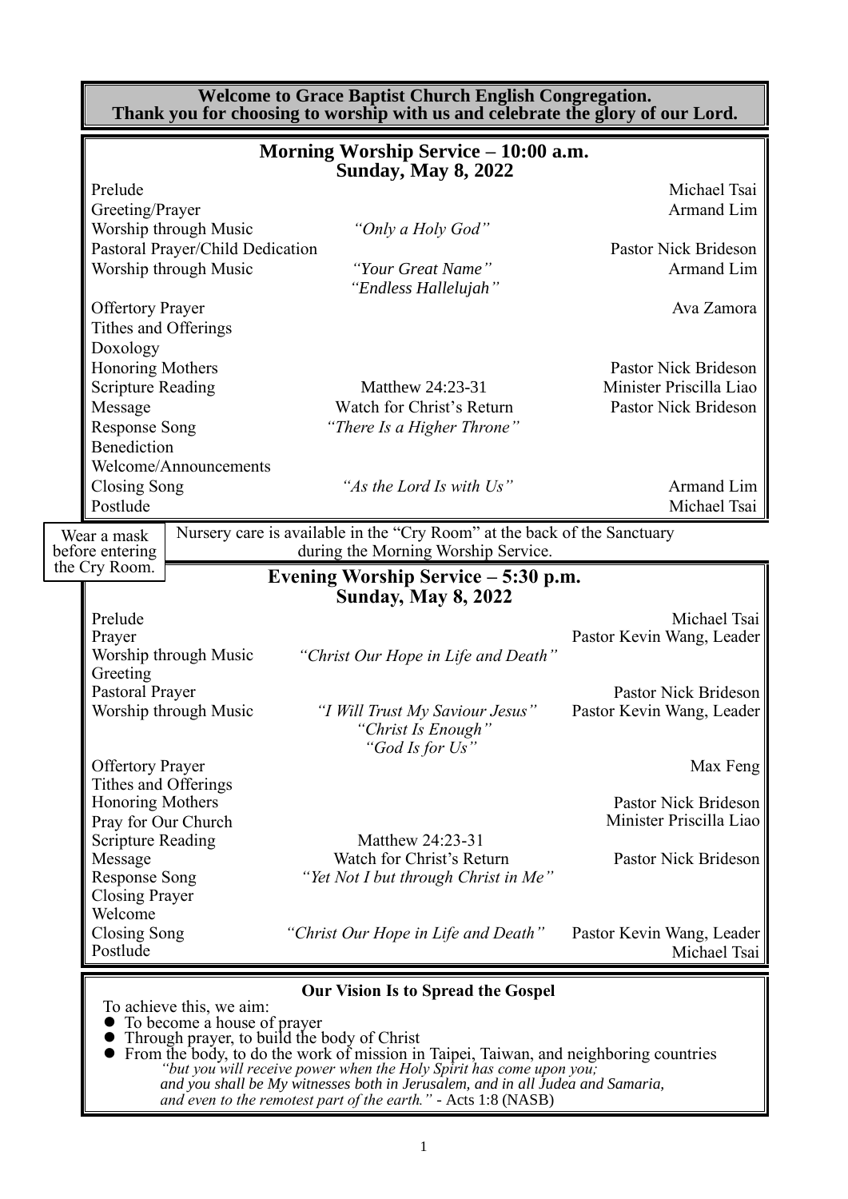**Welcome to Grace Baptist Church English Congregation.**
**Thank you for choosing to worship with us and celebrate the glory of our Lord.**

## Morning Worship Service – 10:00 a.m.
## Sunday, May 8, 2022

| | | |
|---|---|---|
| Prelude | | Michael Tsai |
| Greeting/Prayer | | Armand Lim |
| Worship through Music | *"Only a Holy God"* | |
| Pastoral Prayer/Child Dedication | | Pastor Nick Brideson |
| Worship through Music | *"Your Great Name"*<br>*"Endless Hallelujah"* | Armand Lim |
| Offertory Prayer | | Ava Zamora |
| Tithes and Offerings | | |
| Doxology | | |
| Honoring Mothers | | Pastor Nick Brideson |
| Scripture Reading | Matthew 24:23-31 | Minister Priscilla Liao |
| Message | Watch for Christ's Return | Pastor Nick Brideson |
| Response Song | *"There Is a Higher Throne"* | |
| Benediction | | |
| Welcome/Announcements | | |
| Closing Song | *"As the Lord Is with Us"* | Armand Lim |
| Postlude | | Michael Tsai |

Wear a mask before entering the Cry Room.

Nursery care is available in the "Cry Room" at the back of the Sanctuary during the Morning Worship Service.

## Evening Worship Service – 5:30 p.m.
## Sunday, May 8, 2022

| | | |
|---|---|---|
| Prelude | | Michael Tsai |
| Prayer | | Pastor Kevin Wang, Leader |
| Worship through Music | *"Christ Our Hope in Life and Death"* | |
| Greeting | | |
| Pastoral Prayer | | Pastor Nick Brideson |
| Worship through Music | *"I Will Trust My Saviour Jesus"*<br>*"Christ Is Enough"*<br>*"God Is for Us"* | Pastor Kevin Wang, Leader |
| Offertory Prayer | | Max Feng |
| Tithes and Offerings | | |
| Honoring Mothers | | Pastor Nick Brideson |
| Pray for Our Church | | Minister Priscilla Liao |
| Scripture Reading | Matthew 24:23-31 | |
| Message | Watch for Christ's Return | Pastor Nick Brideson |
| Response Song | *"Yet Not I but through Christ in Me"* | |
| Closing Prayer | | |
| Welcome | | |
| Closing Song | *"Christ Our Hope in Life and Death"* | Pastor Kevin Wang, Leader |
| Postlude | | Michael Tsai |

**Our Vision Is to Spread the Gospel**

To achieve this, we aim:

- To become a house of prayer
- Through prayer, to build the body of Christ
- From the body, to do the work of mission in Taipei, Taiwan, and neighboring countries

*"but you will receive power when the Holy Spirit has come upon you; and you shall be My witnesses both in Jerusalem, and in all Judea and Samaria, and even to the remotest part of the earth."* - Acts 1:8 (NASB)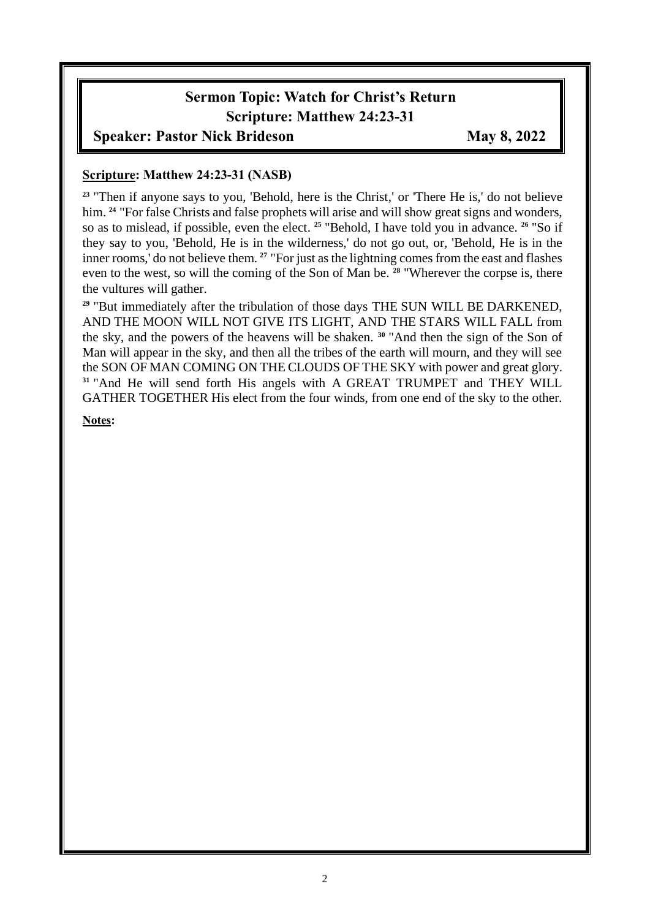## Sermon Topic: Watch for Christ's Return
## Scripture: Matthew 24:23-31

**Speaker: Pastor Nick Brideson** **May 8, 2022**

**Scripture: Matthew 24:23-31 (NASB)**

[23] "Then if anyone says to you, 'Behold, here is the Christ,' or 'There He is,' do not believe him. [24] "For false Christs and false prophets will arise and will show great signs and wonders, so as to mislead, if possible, even the elect. [25] "Behold, I have told you in advance. [26] "So if they say to you, 'Behold, He is in the wilderness,' do not go out, or, 'Behold, He is in the inner rooms,' do not believe them. [27] "For just as the lightning comes from the east and flashes even to the west, so will the coming of the Son of Man be. [28] "Wherever the corpse is, there the vultures will gather.

[29] "But immediately after the tribulation of those days THE SUN WILL BE DARKENED, AND THE MOON WILL NOT GIVE ITS LIGHT, AND THE STARS WILL FALL from the sky, and the powers of the heavens will be shaken. [30] "And then the sign of the Son of Man will appear in the sky, and then all the tribes of the earth will mourn, and they will see the SON OF MAN COMING ON THE CLOUDS OF THE SKY with power and great glory. [31] "And He will send forth His angels with A GREAT TRUMPET and THEY WILL GATHER TOGETHER His elect from the four winds, from one end of the sky to the other.

**Notes:**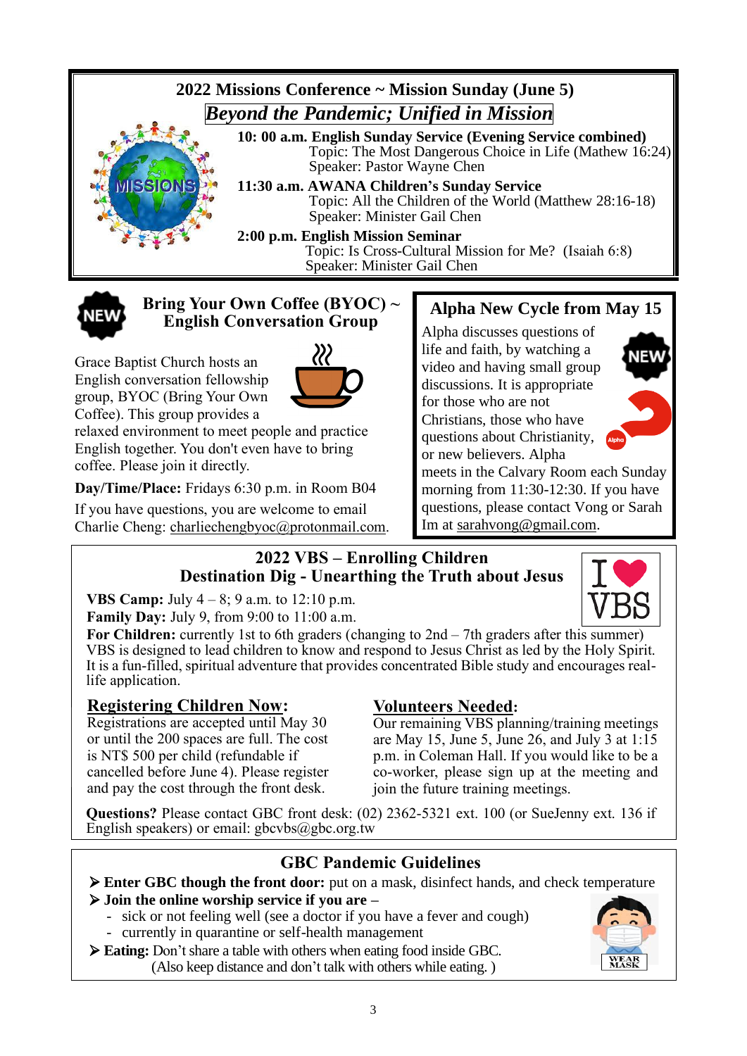## 2022 Missions Conference ~ Mission Sunday (June 5)

### *Beyond the Pandemic; Unified in Mission*

**10: 00 a.m. English Sunday Service (Evening Service combined)**
Topic: The Most Dangerous Choice in Life (Mathew 16:24)
Speaker: Pastor Wayne Chen

**11:30 a.m. AWANA Children's Sunday Service**
Topic: All the Children of the World (Matthew 28:16-18)
Speaker: Minister Gail Chen

**2:00 p.m. English Mission Seminar**
Topic: Is Cross-Cultural Mission for Me? (Isaiah 6:8)
Speaker: Minister Gail Chen

## Bring Your Own Coffee (BYOC) ~ English Conversation Group

Grace Baptist Church hosts an English conversation fellowship group, BYOC (Bring Your Own Coffee). This group provides a relaxed environment to meet people and practice English together. You don't even have to bring coffee. Please join it directly.

**Day/Time/Place:** Fridays 6:30 p.m. in Room B04

If you have questions, you are welcome to email Charlie Cheng: charliechengbyoc@protonmail.com.

## Alpha New Cycle from May 15

Alpha discusses questions of life and faith, by watching a video and having small group discussions. It is appropriate for those who are not Christians, those who have questions about Christianity, or new believers. Alpha meets in the Calvary Room each Sunday morning from 11:30-12:30. If you have questions, please contact Vong or Sarah Im at sarahvong@gmail.com.

## 2022 VBS – Enrolling Children
### Destination Dig - Unearthing the Truth about Jesus

**VBS Camp:** July 4 – 8; 9 a.m. to 12:10 p.m.
**Family Day:** July 9, from 9:00 to 11:00 a.m.
**For Children:** currently 1st to 6th graders (changing to 2nd – 7th graders after this summer)
VBS is designed to lead children to know and respond to Jesus Christ as led by the Holy Spirit. It is a fun-filled, spiritual adventure that provides concentrated Bible study and encourages real-life application.

**Registering Children Now:**
Registrations are accepted until May 30 or until the 200 spaces are full. The cost is NT$ 500 per child (refundable if cancelled before June 4). Please register and pay the cost through the front desk.

**Volunteers Needed:**
Our remaining VBS planning/training meetings are May 15, June 5, June 26, and July 3 at 1:15 p.m. in Coleman Hall. If you would like to be a co-worker, please sign up at the meeting and join the future training meetings.

**Questions?** Please contact GBC front desk: (02) 2362-5321 ext. 100 (or SueJenny ext. 136 if English speakers) or email: gbcvbs@gbc.org.tw

## GBC Pandemic Guidelines

- **Enter GBC though the front door:** put on a mask, disinfect hands, and check temperature
- **Join the online worship service if you are –**
  - sick or not feeling well (see a doctor if you have a fever and cough)
  - currently in quarantine or self-health management
- **Eating:** Don't share a table with others when eating food inside GBC. (Also keep distance and don't talk with others while eating. )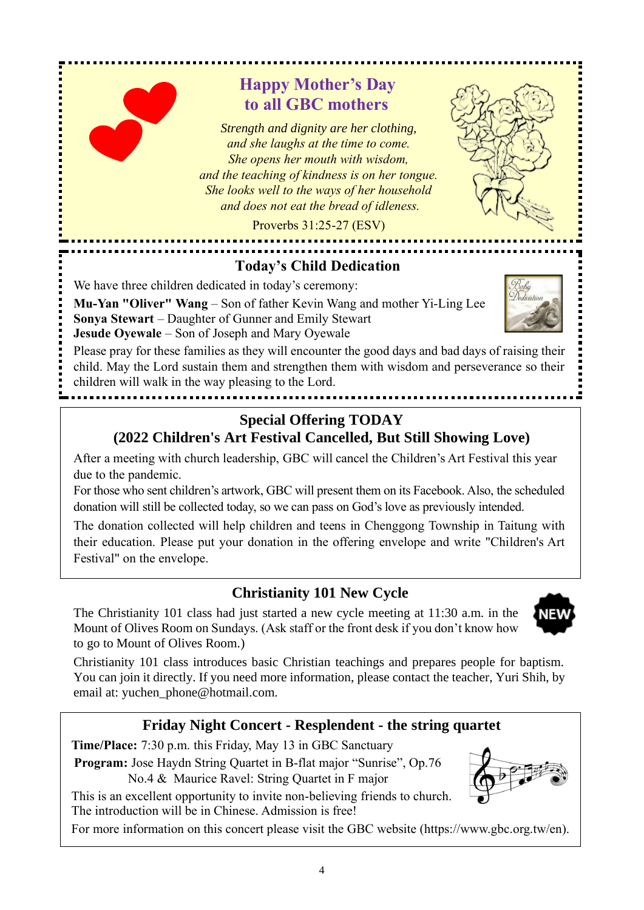## Happy Mother's Day
## to all GBC mothers

*Strength and dignity are her clothing,*
*and she laughs at the time to come.*
*She opens her mouth with wisdom,*
*and the teaching of kindness is on her tongue.*
*She looks well to the ways of her household*
*and does not eat the bread of idleness.*

Proverbs 31:25-27 (ESV)

## Today's Child Dedication

We have three children dedicated in today's ceremony:

**Mu-Yan "Oliver" Wang** – Son of father Kevin Wang and mother Yi-Ling Lee
**Sonya Stewart** – Daughter of Gunner and Emily Stewart
**Jesude Oyewale** – Son of Joseph and Mary Oyewale

Please pray for these families as they will encounter the good days and bad days of raising their child. May the Lord sustain them and strengthen them with wisdom and perseverance so their children will walk in the way pleasing to the Lord.

## Special Offering TODAY
## (2022 Children's Art Festival Cancelled, But Still Showing Love)

After a meeting with church leadership, GBC will cancel the Children's Art Festival this year due to the pandemic.

For those who sent children's artwork, GBC will present them on its Facebook. Also, the scheduled donation will still be collected today, so we can pass on God's love as previously intended.

The donation collected will help children and teens in Chenggong Township in Taitung with their education. Please put your donation in the offering envelope and write "Children's Art Festival" on the envelope.

## Christianity 101 New Cycle

The Christianity 101 class had just started a new cycle meeting at 11:30 a.m. in the Mount of Olives Room on Sundays. (Ask staff or the front desk if you don't know how to go to Mount of Olives Room.)

Christianity 101 class introduces basic Christian teachings and prepares people for baptism. You can join it directly. If you need more information, please contact the teacher, Yuri Shih, by email at: yuchen_phone@hotmail.com.

## Friday Night Concert - Resplendent - the string quartet

**Time/Place:** 7:30 p.m. this Friday, May 13 in GBC Sanctuary

**Program:** Jose Haydn String Quartet in B-flat major "Sunrise", Op.76 No.4 & Maurice Ravel: String Quartet in F major

This is an excellent opportunity to invite non-believing friends to church. The introduction will be in Chinese. Admission is free!

For more information on this concert please visit the GBC website (https://www.gbc.org.tw/en).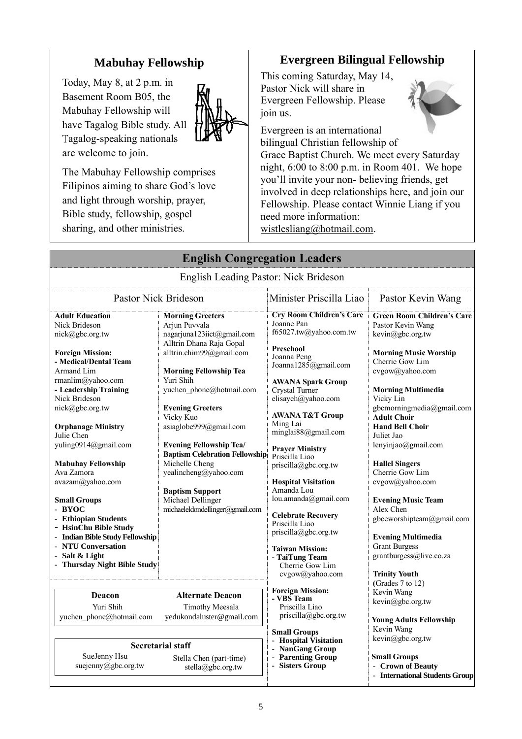## Mabuhay Fellowship

Today, May 8, at 2 p.m. in Basement Room B05, the Mabuhay Fellowship will have Tagalog Bible study. All Tagalog-speaking nationals are welcome to join.

The Mabuhay Fellowship comprises Filipinos aiming to share God's love and light through worship, prayer, Bible study, fellowship, gospel sharing, and other ministries.

## Evergreen Bilingual Fellowship

This coming Saturday, May 14, Pastor Nick will share in Evergreen Fellowship. Please join us.

Evergreen is an international bilingual Christian fellowship of Grace Baptist Church. We meet every Saturday night, 6:00 to 8:00 p.m. in Room 401. We hope you'll invite your non- believing friends, get involved in deep relationships here, and join our Fellowship. Please contact Winnie Liang if you need more information: wistlesliang@hotmail.com.

## English Congregation Leaders

English Leading Pastor: Nick Brideson

### Pastor Nick Brideson

**Adult Education**
Nick Brideson
nick@gbc.org.tw

**Foreign Mission:**
**- Medical/Dental Team**
Armand Lim
rmanlim@yahoo.com
**- Leadership Training**
Nick Brideson
nick@gbc.org.tw

**Orphanage Ministry**
Julie Chen
yuling0914@gmail.com

**Mabuhay Fellowship**
Ava Zamora
avazam@yahoo.com

**Small Groups**
- **BYOC**
- **Ethiopian Students**
- **HsinChu Bible Study**
- **Indian Bible Study Fellowship**
- **NTU Conversation**
- **Salt & Light**
- **Thursday Night Bible Study**

**Morning Greeters**
Arjun Puvvala
nagarjuna123iict@gmail.com
Alltrin Dhana Raja Gopal
alltrin.chim99@gmail.com

**Morning Fellowship Tea**
Yuri Shih
yuchen_phone@hotmail.com

**Evening Greeters**
Vicky Kuo
asiaglobe999@gmail.com

**Evening Fellowship Tea/ Baptism Celebration Fellowship**
Michelle Cheng
yealincheng@yahoo.com

**Baptism Support**
Michael Dellinger
michaeleldondellinger@gmail.com

| Deacon | Alternate Deacon |
|---|---|
| Yuri Shih | Timothy Meesala |
| yuchen_phone@hotmail.com | yedukondaluster@gmail.com |

| Secretarial staff | |
|---|---|
| SueJenny Hsu | Stella Chen (part-time) |
| suejenny@gbc.org.tw | stella@gbc.org.tw |

### Minister Priscilla Liao

**Cry Room Children's Care**
Joanne Pan
f65027.tw@yahoo.com.tw

**Preschool**
Joanna Peng
Joanna1285@gmail.com

**AWANA Spark Group**
Crystal Turner
elisayeh@yahoo.com

**AWANA T&T Group**
Ming Lai
minglai88@gmail.com

**Prayer Ministry**
Priscilla Liao
priscilla@gbc.org.tw

**Hospital Visitation**
Amanda Lou
lou.amanda@gmail.com

**Celebrate Recovery**
Priscilla Liao
priscilla@gbc.org.tw

**Taiwan Mission:**
**- TaiTung Team**
Cherrie Gow Lim
cvgow@yahoo.com

**Foreign Mission:**
**- VBS Team**
Priscilla Liao
priscilla@gbc.org.tw

**Small Groups**
- **Hospital Visitation**
- **NanGang Group**
- **Parenting Group**
- **Sisters Group**

### Pastor Kevin Wang

**Green Room Children's Care**
Pastor Kevin Wang
kevin@gbc.org.tw

**Morning Music Worship**
Cherrie Gow Lim
cvgow@yahoo.com

**Morning Multimedia**
Vicky Lin
gbcmorningmedia@gmail.com

**Adult Choir**
**Hand Bell Choir**
Juliet Jao
lenyinjao@gmail.com

**Hallel Singers**
Cherrie Gow Lim
cvgow@yahoo.com

**Evening Music Team**
Alex Chen
gbceworshipteam@gmail.com

**Evening Multimedia**
Grant Burgess
grantburgess@live.co.za

**Trinity Youth**
(Grades 7 to 12)
Kevin Wang
kevin@gbc.org.tw

**Young Adults Fellowship**
Kevin Wang
kevin@gbc.org.tw

**Small Groups**
- **Crown of Beauty**
- **International Students Group**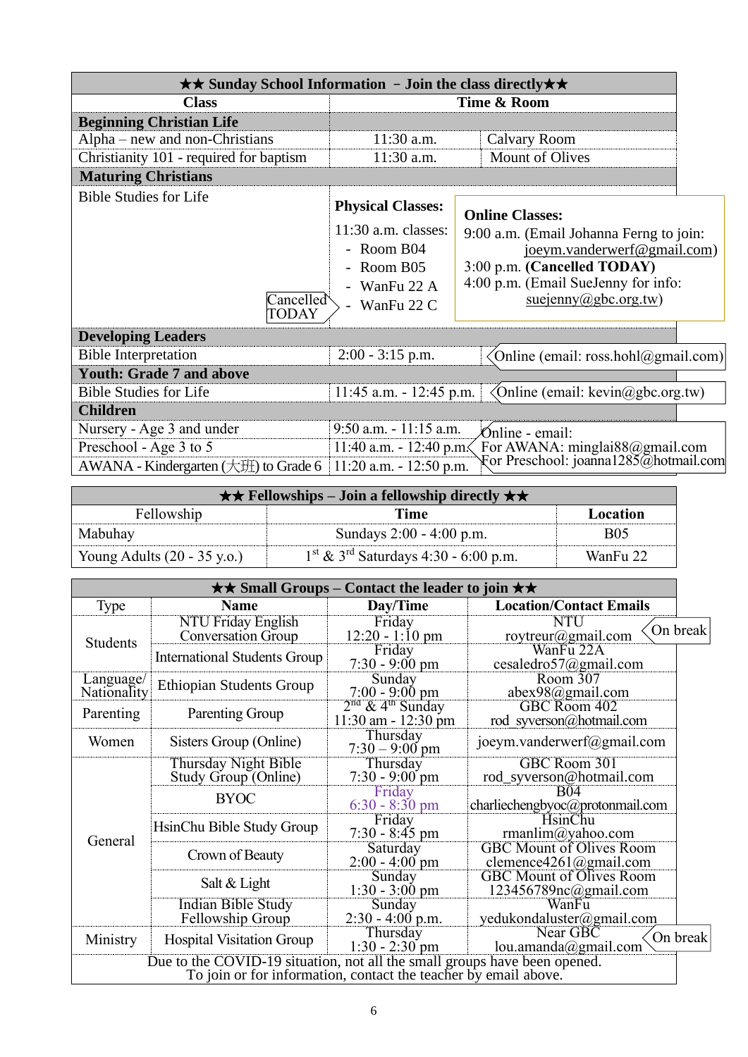| ★★ Sunday School Information – Join the class directly★★ | | |
|---|---|---|
| **Class** | **Time & Room** | |
| **Beginning Christian Life** | | |
| Alpha – new and non-Christians | 11:30 a.m. | Calvary Room |
| Christianity 101 - required for baptism | 11:30 a.m. | Mount of Olives |
| **Maturing Christians** | | |
| Bible Studies for Life | **Physical Classes:** 11:30 a.m. classes: - Room B04 - Room B05 - WanFu 22 A - WanFu 22 C (Cancelled TODAY) | **Online Classes:** 9:00 a.m. (Email Johanna Ferng to join: joeym.vanderwerf@gmail.com) 3:00 p.m. **(Cancelled TODAY)** 4:00 p.m. (Email SueJenny for info: suejenny@gbc.org.tw) |
| **Developing Leaders** | | |
| Bible Interpretation | 2:00 - 3:15 p.m. | Online (email: ross.hohl@gmail.com) |
| **Youth: Grade 7 and above** | | |
| Bible Studies for Life | 11:45 a.m. - 12:45 p.m. | Online (email: kevin@gbc.org.tw) |
| **Children** | | |
| Nursery - Age 3 and under | 9:50 a.m. - 11:15 a.m. | Online - email: For AWANA: minglai88@gmail.com For Preschool: joanna1285@hotmail.com |
| Preschool - Age 3 to 5 | 11:40 a.m. - 12:40 p.m. | |
| AWANA - Kindergarten (大班) to Grade 6 | 11:20 a.m. - 12:50 p.m. | |

| ★★ Fellowships – Join a fellowship directly ★★ | | |
|---|---|---|
| Fellowship | **Time** | **Location** |
| Mabuhay | Sundays 2:00 - 4:00 p.m. | B05 |
| Young Adults (20 - 35 y.o.) | 1st & 3rd Saturdays 4:30 - 6:00 p.m. | WanFu 22 |

| ★★ Small Groups – Contact the leader to join ★★ | | | |
|---|---|---|---|
| Type | **Name** | **Day/Time** | **Location/Contact Emails** |
| Students | NTU Friday English Conversation Group | Friday 12:20 - 1:10 pm | NTU roytreur@gmail.com (On break) |
| | International Students Group | Friday 7:30 - 9:00 pm | WanFu 22A cesaledro57@gmail.com |
| Language/ Nationality | Ethiopian Students Group | Sunday 7:00 - 9:00 pm | Room 307 abex98@gmail.com |
| Parenting | Parenting Group | 2nd & 4th Sunday 11:30 am - 12:30 pm | GBC Room 402 rod_syverson@hotmail.com |
| Women | Sisters Group (Online) | Thursday 7:30 – 9:00 pm | joeym.vanderwerf@gmail.com |
| General | Thursday Night Bible Study Group (Online) | Thursday 7:30 - 9:00 pm | GBC Room 301 rod_syverson@hotmail.com |
| | BYOC | Friday 6:30 - 8:30 pm | B04 charliechengbyoc@protonmail.com |
| | HsinChu Bible Study Group | Friday 7:30 - 8:45 pm | HsinChu rmanlim@yahoo.com |
| | Crown of Beauty | Saturday 2:00 - 4:00 pm | GBC Mount of Olives Room clemence4261@gmail.com |
| | Salt & Light | Sunday 1:30 - 3:00 pm | GBC Mount of Olives Room 123456789nc@gmail.com |
| | Indian Bible Study Fellowship Group | Sunday 2:30 - 4:00 p.m. | WanFu yedukondaluster@gmail.com |
| Ministry | Hospital Visitation Group | Thursday 1:30 - 2:30 pm | Near GBC lou.amanda@gmail.com (On break) |
| Due to the COVID-19 situation, not all the small groups have been opened. To join or for information, contact the teacher by email above. | | | |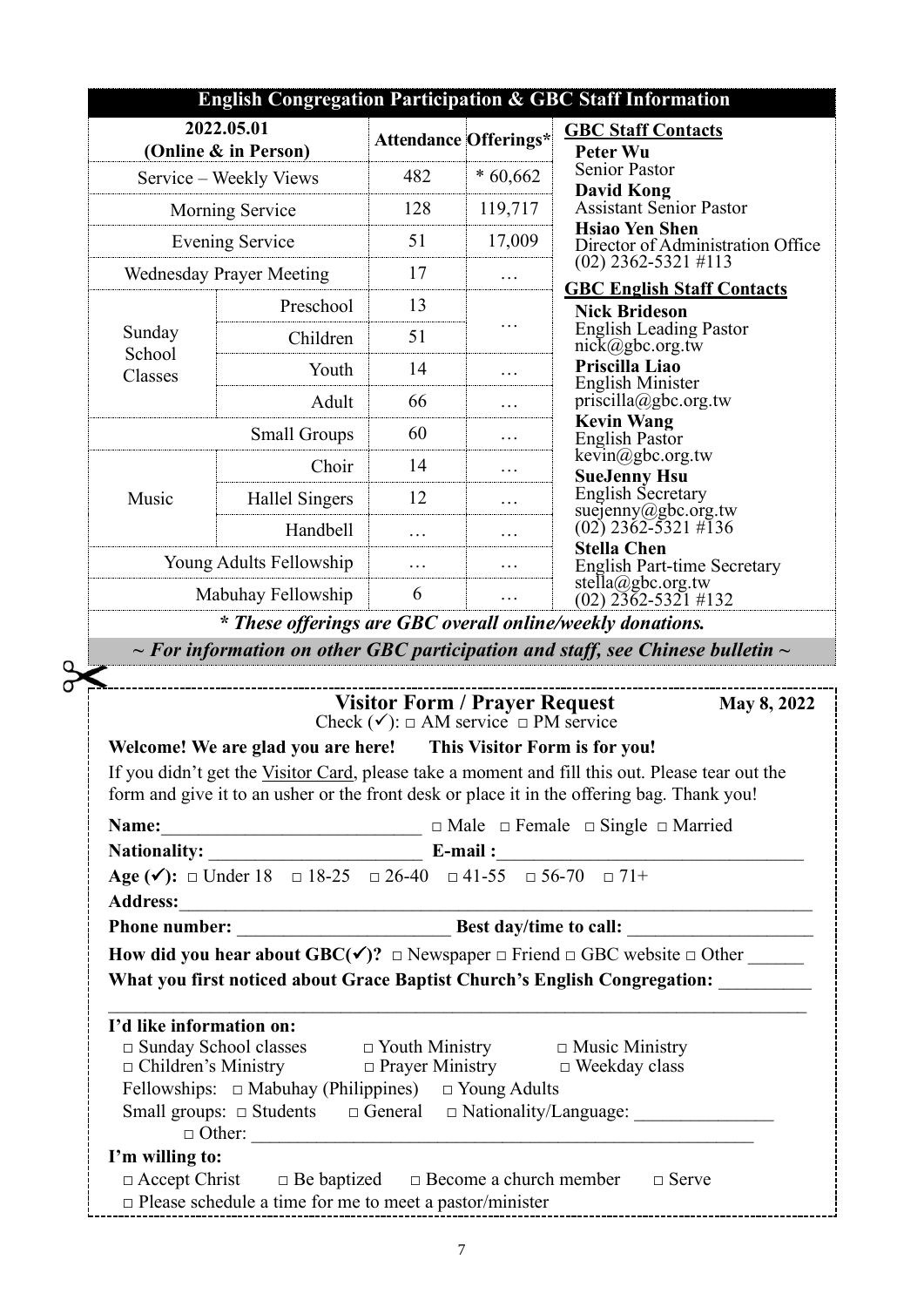## English Congregation Participation & GBC Staff Information

| 2022.05.01 (Online & in Person) | | Attendance | Offerings* |
|---|---|---|---|
| Service – Weekly Views | | 482 | * 60,662 |
| Morning Service | | 128 | 119,717 |
| Evening Service | | 51 | 17,009 |
| Wednesday Prayer Meeting | | 17 | … |
| Sunday School Classes | Preschool | 13 | … |
| | Children | 51 | |
| | Youth | 14 | … |
| | Adult | 66 | … |
| Small Groups | | 60 | … |
| Music | Choir | 14 | … |
| | Hallel Singers | 12 | … |
| | Handbell | … | … |
| Young Adults Fellowship | | … | … |
| Mabuhay Fellowship | | 6 | … |

**GBC Staff Contacts**

**Peter Wu**
Senior Pastor

**David Kong**
Assistant Senior Pastor

**Hsiao Yen Shen**
Director of Administration Office
(02) 2362-5321 #113

**GBC English Staff Contacts**

**Nick Brideson**
English Leading Pastor
nick@gbc.org.tw

**Priscilla Liao**
English Minister
priscilla@gbc.org.tw

**Kevin Wang**
English Pastor
kevin@gbc.org.tw

**SueJenny Hsu**
English Secretary
suejenny@gbc.org.tw
(02) 2362-5321 #136

**Stella Chen**
English Part-time Secretary
stella@gbc.org.tw
(02) 2362-5321 #132

***\* These offerings are GBC overall online/weekly donations.***

***~ For information on other GBC participation and staff, see Chinese bulletin ~***

---

### Visitor Form / Prayer Request

**May 8, 2022**

Check (✓): □ AM service □ PM service

**Welcome! We are glad you are here! This Visitor Form is for you!**

If you didn't get the Visitor Card, please take a moment and fill this out. Please tear out the form and give it to an usher or the front desk or place it in the offering bag. Thank you!

**Name:**____________________________ □ Male □ Female □ Single □ Married

**Nationality:** _______________________ **E-mail :**________________________________

**Age (✓):** □ Under 18 □ 18-25 □ 26-40 □ 41-55 □ 56-70 □ 71+

**Address:**_________________________________________________________________

**Phone number:** _______________________ **Best day/time to call:** ___________________

**How did you hear about GBC(✓)?** □ Newspaper □ Friend □ GBC website □ Other ______

**What you first noticed about Grace Baptist Church's English Congregation:** __________

_____________________________________________________________________________

**I'd like information on:**

□ Sunday School classes □ Youth Ministry □ Music Ministry
□ Children's Ministry □ Prayer Ministry □ Weekday class

Fellowships: □ Mabuhay (Philippines) □ Young Adults

Small groups: □ Students □ General □ Nationality/Language: _______________
□ Other: _______________________________________________________

**I'm willing to:**

□ Accept Christ □ Be baptized □ Become a church member □ Serve
□ Please schedule a time for me to meet a pastor/minister